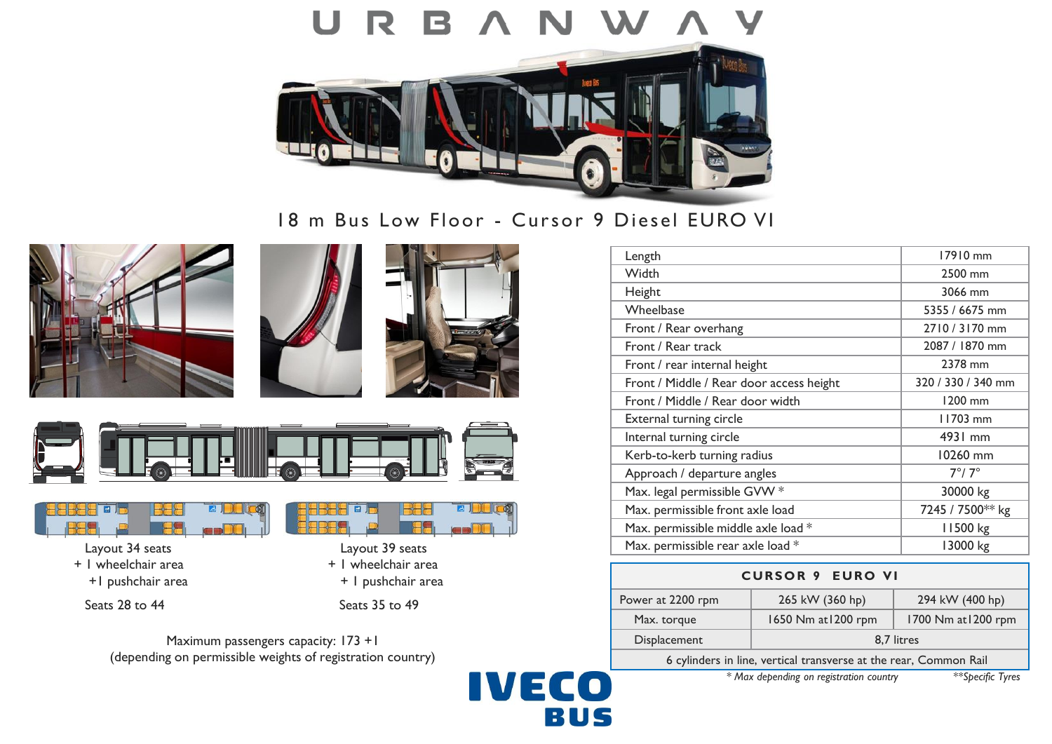# URBANWAY

## 18 m Bus Low Floor - Cursor 9 Diesel EURO VI

Layout 34 seats
+ 1 wheelchair area
+1 pushchair area

Seats 28 to 44

Layout 39 seats
+ 1 wheelchair area
+ 1 pushchair area

Seats 35 to 49

Maximum passengers capacity: 173 +1
(depending on permissible weights of registration country)

| | |
|---|---|
| Length | 17910 mm |
| Width | 2500 mm |
| Height | 3066 mm |
| Wheelbase | 5355 / 6675 mm |
| Front / Rear overhang | 2710 / 3170 mm |
| Front / Rear track | 2087 / 1870 mm |
| Front / rear internal height | 2378 mm |
| Front / Middle / Rear door access height | 320 / 330 / 340 mm |
| Front / Middle / Rear door width | 1200 mm |
| External turning circle | 11703 mm |
| Internal turning circle | 4931 mm |
| Kerb-to-kerb turning radius | 10260 mm |
| Approach / departure angles | 7°/ 7° |
| Max. legal permissible GVW * | 30000 kg |
| Max. permissible front axle load | 7245 / 7500** kg |
| Max. permissible middle axle load * | 11500 kg |
| Max. permissible rear axle load * | 13000 kg |

| CURSOR 9 EURO VI | | |
|---|---|---|
| Power at 2200 rpm | 265 kW (360 hp) | 294 kW (400 hp) |
| Max. torque | 1650 Nm at1200 rpm | 1700 Nm at1200 rpm |
| Displacement | 8,7 litres | |
| 6 cylinders in line, vertical transverse at the rear, Common Rail | | |

*\* Max depending on registration country* *\*\*Specific Tyres*

IVECO BUS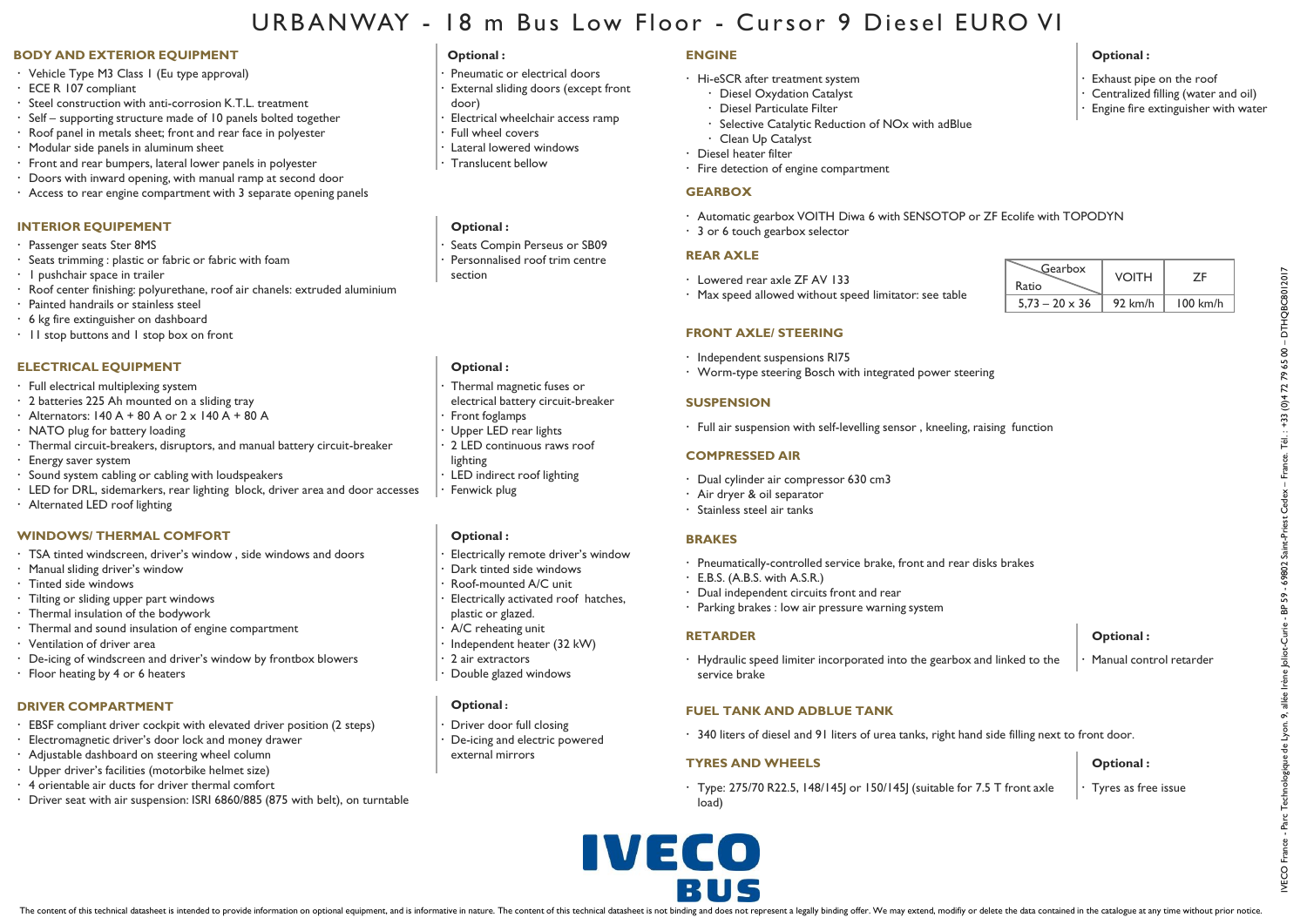# URBANWAY - 18 m Bus Low Floor - Cursor 9 Diesel EURO VI

## BODY AND EXTERIOR EQUIPMENT

- Vehicle Type M3 Class I (Eu type approval)
- ECE R 107 compliant
- Steel construction with anti-corrosion K.T.L. treatment
- Self – supporting structure made of 10 panels bolted together
- Roof panel in metals sheet; front and rear face in polyester
- Modular side panels in aluminum sheet
- Front and rear bumpers, lateral lower panels in polyester
- Doors with inward opening, with manual ramp at second door
- Access to rear engine compartment with 3 separate opening panels

**Optional :**

- Pneumatic or electrical doors
- External sliding doors (except front door)
- Electrical wheelchair access ramp
- Full wheel covers
- Lateral lowered windows
- Translucent bellow

## INTERIOR EQUIPEMENT

- Passenger seats Ster 8MS
- Seats trimming : plastic or fabric or fabric with foam
- 1 pushchair space in trailer
- Roof center finishing: polyurethane, roof air chanels: extruded aluminium
- Painted handrails or stainless steel
- 6 kg fire extinguisher on dashboard
- 11 stop buttons and 1 stop box on front

**Optional :**

- Seats Compin Perseus or SB09
- Personnalised roof trim centre section

## ELECTRICAL EQUIPMENT

- Full electrical multiplexing system
- 2 batteries 225 Ah mounted on a sliding tray
- Alternators: 140 A + 80 A or 2 x 140 A + 80 A
- NATO plug for battery loading
- Thermal circuit-breakers, disruptors, and manual battery circuit-breaker
- Energy saver system
- Sound system cabling or cabling with loudspeakers
- LED for DRL, sidemarkers, rear lighting block, driver area and door accesses
- Alternated LED roof lighting

**Optional :**

- Thermal magnetic fuses or electrical battery circuit-breaker
- Front foglamps
- Upper LED rear lights
- 2 LED continuous raws roof lighting
- LED indirect roof lighting
- Fenwick plug

## WINDOWS/ THERMAL COMFORT

- TSA tinted windscreen, driver's window , side windows and doors
- Manual sliding driver's window
- Tinted side windows
- Tilting or sliding upper part windows
- Thermal insulation of the bodywork
- Thermal and sound insulation of engine compartment
- Ventilation of driver area
- De-icing of windscreen and driver's window by frontbox blowers
- Floor heating by 4 or 6 heaters

**Optional :**

- Electrically remote driver's window
- Dark tinted side windows
- Roof-mounted A/C unit
- Electrically activated roof hatches, plastic or glazed.
- A/C reheating unit
- Independent heater (32 kW)
- 2 air extractors
- Double glazed windows

## DRIVER COMPARTMENT

- EBSF compliant driver cockpit with elevated driver position (2 steps)
- Electromagnetic driver's door lock and money drawer
- Adjustable dashboard on steering wheel column
- Upper driver's facilities (motorbike helmet size)
- 4 orientable air ducts for driver thermal comfort
- Driver seat with air suspension: ISRI 6860/885 (875 with belt), on turntable

**Optional :**

- Driver door full closing
- De-icing and electric powered external mirrors

## ENGINE

- Hi-eSCR after treatment system
  - Diesel Oxydation Catalyst
  - Diesel Particulate Filter
  - Selective Catalytic Reduction of NOx with adBlue
  - Clean Up Catalyst
- Diesel heater filter
- Fire detection of engine compartment

**Optional :**

- Exhaust pipe on the roof
- Centralized filling (water and oil)
- Engine fire extinguisher with water

## GEARBOX

- Automatic gearbox VOITH Diwa 6 with SENSOTOP or ZF Ecolife with TOPODYN
- 3 or 6 touch gearbox selector

## REAR AXLE

- Lowered rear axle ZF AV 133
- Max speed allowed without speed limitator: see table

| Gearbox / Ratio | VOITH | ZF |
|---|---|---|
| 5,73 – 20 x 36 | 92 km/h | 100 km/h |

## FRONT AXLE/ STEERING

- Independent suspensions RI75
- Worm-type steering Bosch with integrated power steering

## SUSPENSION

- Full air suspension with self-levelling sensor , kneeling, raising function

## COMPRESSED AIR

- Dual cylinder air compressor 630 cm3
- Air dryer & oil separator
- Stainless steel air tanks

## BRAKES

- Pneumatically-controlled service brake, front and rear disks brakes
- E.B.S. (A.B.S. with A.S.R.)
- Dual independent circuits front and rear
- Parking brakes : low air pressure warning system

## RETARDER

- Hydraulic speed limiter incorporated into the gearbox and linked to the service brake

**Optional :**

- Manual control retarder

## FUEL TANK AND ADBLUE TANK

- 340 liters of diesel and 91 liters of urea tanks, right hand side filling next to front door.

## TYRES AND WHEELS

- Type: 275/70 R22.5, 148/145J or 150/145J (suitable for 7.5 T front axle load)

**Optional :**

- Tyres as free issue

IVECO BUS

The content of this technical datasheet is intended to provide information on optional equipment, and is informative in nature. The content of this technical datasheet is not binding and does not represent a legally binding offer. We may extend, modify or delete the data contained in the catalogue at any time without prior notice.

IVECO France - Parc Technologique de Lyon, 9, allée Irène Joliot-Curie - BP 59 - 69802 Saint-Priest Cedex – France. Tél. : +33 (0)4 72 79 65 00 – DTHQBC801017